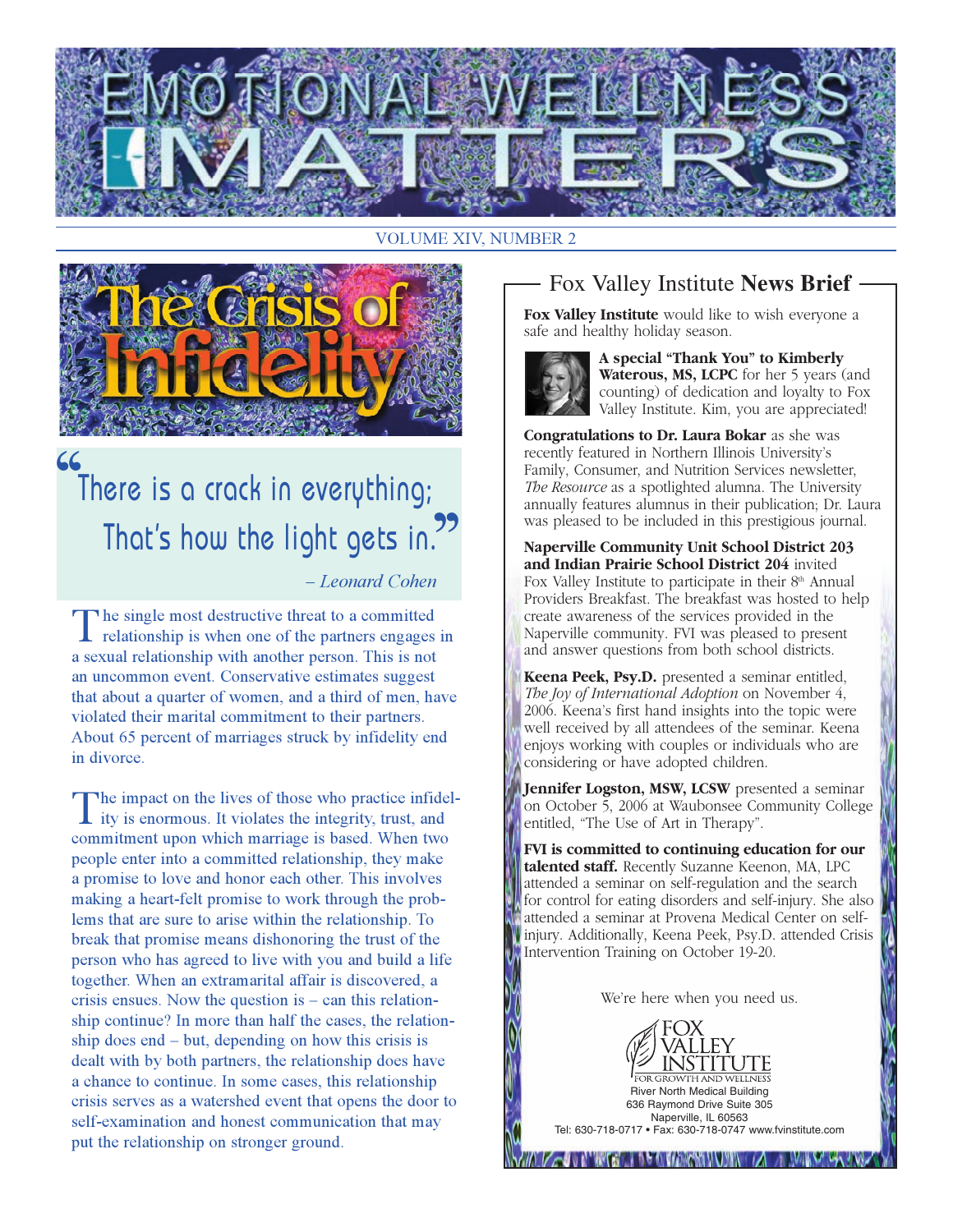# EMOTIONAL WELLNESS MATTERS

VOLUME XIV, NUMBER 2

## The Crisis of Infidelity

> "There is a crack in everything;
> That's how the light gets in."
>
> – *Leonard Cohen*

The single most destructive threat to a committed relationship is when one of the partners engages in a sexual relationship with another person. This is not an uncommon event. Conservative estimates suggest that about a quarter of women, and a third of men, have violated their marital commitment to their partners. About 65 percent of marriages struck by infidelity end in divorce.

The impact on the lives of those who practice infidelity is enormous. It violates the integrity, trust, and commitment upon which marriage is based. When two people enter into a committed relationship, they make a promise to love and honor each other. This involves making a heart-felt promise to work through the problems that are sure to arise within the relationship. To break that promise means dishonoring the trust of the person who has agreed to live with you and build a life together. When an extramarital affair is discovered, a crisis ensues. Now the question is – can this relationship continue? In more than half the cases, the relationship does end – but, depending on how this crisis is dealt with by both partners, the relationship does have a chance to continue. In some cases, this relationship crisis serves as a watershed event that opens the door to self-examination and honest communication that may put the relationship on stronger ground.

## Fox Valley Institute **News Brief**

**Fox Valley Institute** would like to wish everyone a safe and healthy holiday season.

**A special "Thank You" to Kimberly Waterous, MS, LCPC** for her 5 years (and counting) of dedication and loyalty to Fox Valley Institute. Kim, you are appreciated!

**Congratulations to Dr. Laura Bokar** as she was recently featured in Northern Illinois University's Family, Consumer, and Nutrition Services newsletter, *The Resource* as a spotlighted alumna. The University annually features alumnus in their publication; Dr. Laura was pleased to be included in this prestigious journal.

**Naperville Community Unit School District 203 and Indian Prairie School District 204** invited Fox Valley Institute to participate in their 8th Annual Providers Breakfast. The breakfast was hosted to help create awareness of the services provided in the Naperville community. FVI was pleased to present and answer questions from both school districts.

**Keena Peek, Psy.D.** presented a seminar entitled, *The Joy of International Adoption* on November 4, 2006. Keena's first hand insights into the topic were well received by all attendees of the seminar. Keena enjoys working with couples or individuals who are considering or have adopted children.

**Jennifer Logston, MSW, LCSW** presented a seminar on October 5, 2006 at Waubonsee Community College entitled, "The Use of Art in Therapy".

**FVI is committed to continuing education for our talented staff.** Recently Suzanne Keenon, MA, LPC attended a seminar on self-regulation and the search for control for eating disorders and self-injury. She also attended a seminar at Provena Medical Center on self-injury. Additionally, Keena Peek, Psy.D. attended Crisis Intervention Training on October 19-20.

We're here when you need us.

FOX VALLEY INSTITUTE
FOR GROWTH AND WELLNESS
River North Medical Building
636 Raymond Drive Suite 305
Naperville, IL 60563
Tel: 630-718-0717 • Fax: 630-718-0747 www.fvinstitute.com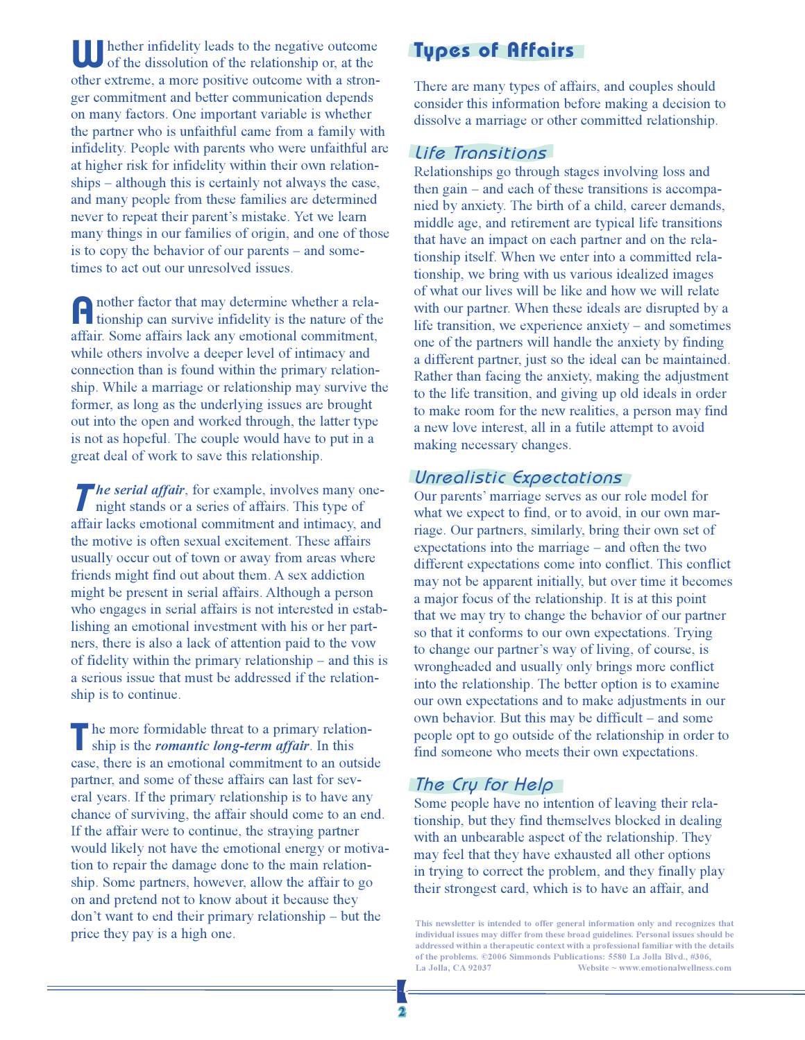Whether infidelity leads to the negative outcome of the dissolution of the relationship or, at the other extreme, a more positive outcome with a stronger commitment and better communication depends on many factors. One important variable is whether the partner who is unfaithful came from a family with infidelity. People with parents who were unfaithful are at higher risk for infidelity within their own relationships – although this is certainly not always the case, and many people from these families are determined never to repeat their parent's mistake. Yet we learn many things in our families of origin, and one of those is to copy the behavior of our parents – and sometimes to act out our unresolved issues.

Another factor that may determine whether a relationship can survive infidelity is the nature of the affair. Some affairs lack any emotional commitment, while others involve a deeper level of intimacy and connection than is found within the primary relationship. While a marriage or relationship may survive the former, as long as the underlying issues are brought out into the open and worked through, the latter type is not as hopeful. The couple would have to put in a great deal of work to save this relationship.

***The serial affair***, for example, involves many one-night stands or a series of affairs. This type of affair lacks emotional commitment and intimacy, and the motive is often sexual excitement. These affairs usually occur out of town or away from areas where friends might find out about them. A sex addiction might be present in serial affairs. Although a person who engages in serial affairs is not interested in establishing an emotional investment with his or her partners, there is also a lack of attention paid to the vow of fidelity within the primary relationship – and this is a serious issue that must be addressed if the relationship is to continue.

The more formidable threat to a primary relationship is the ***romantic long-term affair***. In this case, there is an emotional commitment to an outside partner, and some of these affairs can last for several years. If the primary relationship is to have any chance of surviving, the affair should come to an end. If the affair were to continue, the straying partner would likely not have the emotional energy or motivation to repair the damage done to the main relationship. Some partners, however, allow the affair to go on and pretend not to know about it because they don't want to end their primary relationship – but the price they pay is a high one.

## Types of Affairs

There are many types of affairs, and couples should consider this information before making a decision to dissolve a marriage or other committed relationship.

### Life Transitions

Relationships go through stages involving loss and then gain – and each of these transitions is accompanied by anxiety. The birth of a child, career demands, middle age, and retirement are typical life transitions that have an impact on each partner and on the relationship itself. When we enter into a committed relationship, we bring with us various idealized images of what our lives will be like and how we will relate with our partner. When these ideals are disrupted by a life transition, we experience anxiety – and sometimes one of the partners will handle the anxiety by finding a different partner, just so the ideal can be maintained. Rather than facing the anxiety, making the adjustment to the life transition, and giving up old ideals in order to make room for the new realities, a person may find a new love interest, all in a futile attempt to avoid making necessary changes.

### Unrealistic Expectations

Our parents' marriage serves as our role model for what we expect to find, or to avoid, in our own marriage. Our partners, similarly, bring their own set of expectations into the marriage – and often the two different expectations come into conflict. This conflict may not be apparent initially, but over time it becomes a major focus of the relationship. It is at this point that we may try to change the behavior of our partner so that it conforms to our own expectations. Trying to change our partner's way of living, of course, is wrongheaded and usually only brings more conflict into the relationship. The better option is to examine our own expectations and to make adjustments in our own behavior. But this may be difficult – and some people opt to go outside of the relationship in order to find someone who meets their own expectations.

### The Cry for Help

Some people have no intention of leaving their relationship, but they find themselves blocked in dealing with an unbearable aspect of the relationship. They may feel that they have exhausted all other options in trying to correct the problem, and they finally play their strongest card, which is to have an affair, and

This newsletter is intended to offer general information only and recognizes that individual issues may differ from these broad guidelines. Personal issues should be addressed within a therapeutic context with a professional familiar with the details of the problems. ©2006 Simmonds Publications: 5580 La Jolla Blvd., #306, La Jolla, CA 92037 Website ~ www.emotionalwellness.com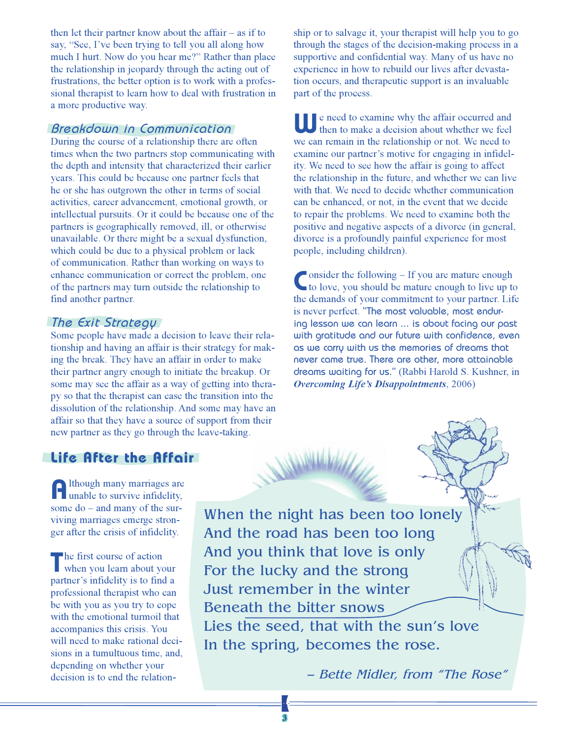then let their partner know about the affair – as if to say, "See, I've been trying to tell you all along how much I hurt. Now do you hear me?" Rather than place the relationship in jeopardy through the acting out of frustrations, the better option is to work with a professional therapist to learn how to deal with frustration in a more productive way.

### Breakdown in Communication

During the course of a relationship there are often times when the two partners stop communicating with the depth and intensity that characterized their earlier years. This could be because one partner feels that he or she has outgrown the other in terms of social activities, career advancement, emotional growth, or intellectual pursuits. Or it could be because one of the partners is geographically removed, ill, or otherwise unavailable. Or there might be a sexual dysfunction, which could be due to a physical problem or lack of communication. Rather than working on ways to enhance communication or correct the problem, one of the partners may turn outside the relationship to find another partner.

### The Exit Strategy

Some people have made a decision to leave their relationship and having an affair is their strategy for making the break. They have an affair in order to make their partner angry enough to initiate the breakup. Or some may see the affair as a way of getting into therapy so that the therapist can ease the transition into the dissolution of the relationship. And some may have an affair so that they have a source of support from their new partner as they go through the leave-taking.

## Life After the Affair

Although many marriages are unable to survive infidelity, some do – and many of the surviving marriages emerge stronger after the crisis of infidelity.

The first course of action when you learn about your partner's infidelity is to find a professional therapist who can be with you as you try to cope with the emotional turmoil that accompanies this crisis. You will need to make rational decisions in a tumultuous time, and, depending on whether your decision is to end the relationship or to salvage it, your therapist will help you to go through the stages of the decision-making process in a supportive and confidential way. Many of us have no experience in how to rebuild our lives after devastation occurs, and therapeutic support is an invaluable part of the process.

We need to examine why the affair occurred and then to make a decision about whether we feel we can remain in the relationship or not. We need to examine our partner's motive for engaging in infidelity. We need to see how the affair is going to affect the relationship in the future, and whether we can live with that. We need to decide whether communication can be enhanced, or not, in the event that we decide to repair the problems. We need to examine both the positive and negative aspects of a divorce (in general, divorce is a profoundly painful experience for most people, including children).

Consider the following – If you are mature enough to love, you should be mature enough to live up to the demands of your commitment to your partner. Life is never perfect. "The most valuable, most enduring lesson we can learn … is about facing our past with gratitude and our future with confidence, even as we carry with us the memories of dreams that never came true. There are other, more attainable dreams waiting for us." (Rabbi Harold S. Kushner, in ***Overcoming Life's Disappointments***, 2006)

When the night has been too lonely
And the road has been too long
And you think that love is only
For the lucky and the strong
Just remember in the winter
Beneath the bitter snows
Lies the seed, that with the sun's love
In the spring, becomes the rose.

*– Bette Midler, from "The Rose"*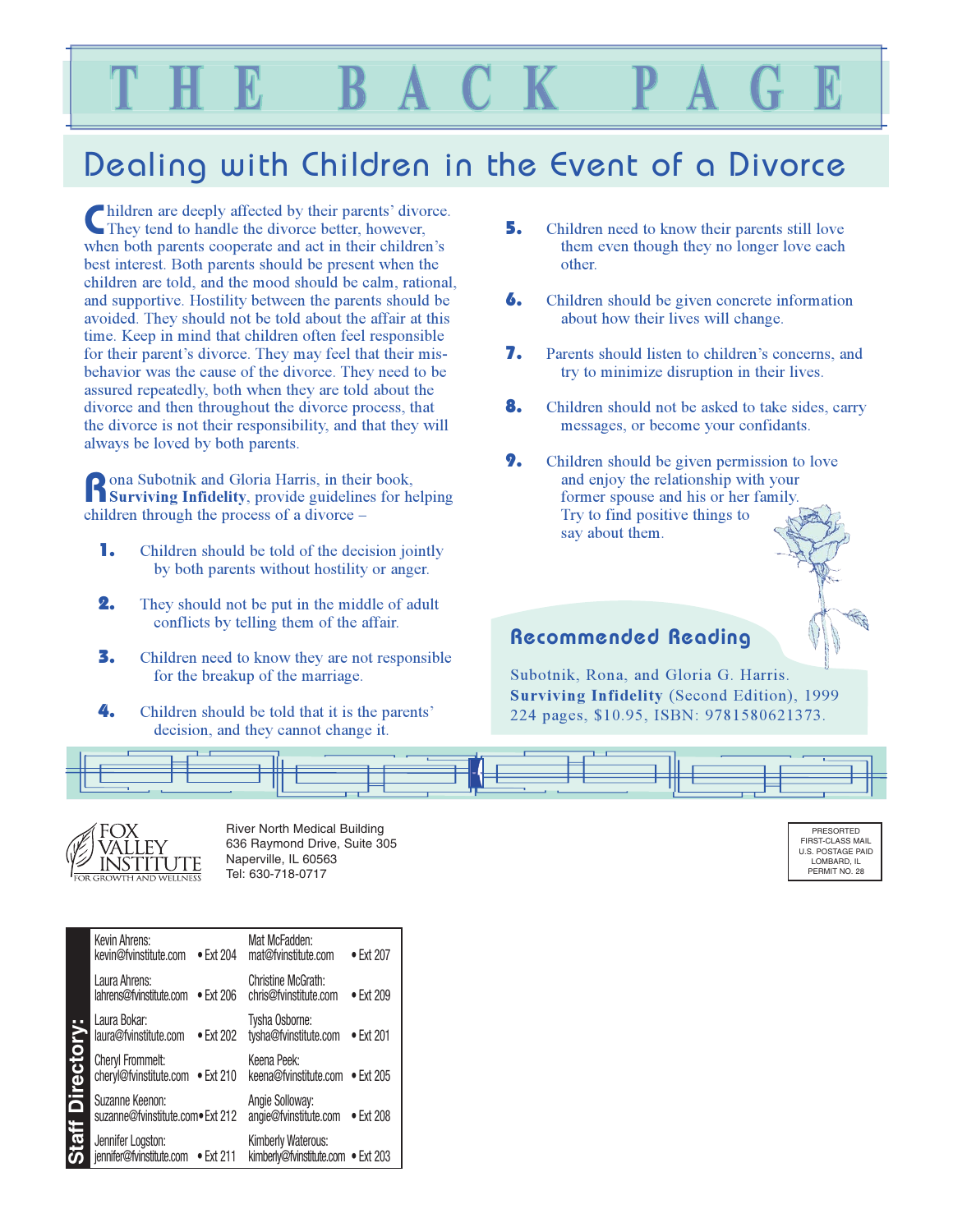# THE BACK PAGE

## Dealing with Children in the Event of a Divorce

Children are deeply affected by their parents' divorce. They tend to handle the divorce better, however, when both parents cooperate and act in their children's best interest. Both parents should be present when the children are told, and the mood should be calm, rational, and supportive. Hostility between the parents should be avoided. They should not be told about the affair at this time. Keep in mind that children often feel responsible for their parent's divorce. They may feel that their misbehavior was the cause of the divorce. They need to be assured repeatedly, both when they are told about the divorce and then throughout the divorce process, that the divorce is not their responsibility, and that they will always be loved by both parents.

Rona Subotnik and Gloria Harris, in their book, **Surviving Infidelity**, provide guidelines for helping children through the process of a divorce –

1. Children should be told of the decision jointly by both parents without hostility or anger.
2. They should not be put in the middle of adult conflicts by telling them of the affair.
3. Children need to know they are not responsible for the breakup of the marriage.
4. Children should be told that it is the parents' decision, and they cannot change it.
5. Children need to know their parents still love them even though they no longer love each other.
6. Children should be given concrete information about how their lives will change.
7. Parents should listen to children's concerns, and try to minimize disruption in their lives.
8. Children should not be asked to take sides, carry messages, or become your confidants.
9. Children should be given permission to love and enjoy the relationship with your former spouse and his or her family. Try to find positive things to say about them.

### Recommended Reading

Subotnik, Rona, and Gloria G. Harris. **Surviving Infidelity** (Second Edition), 1999
224 pages, $10.95, ISBN: 9781580621373.

FOX VALLEY INSTITUTE
FOR GROWTH AND WELLNESS

River North Medical Building
636 Raymond Drive, Suite 305
Naperville, IL 60563
Tel: 630-718-0717

PRESORTED
FIRST-CLASS MAIL
U.S. POSTAGE PAID
LOMBARD, IL
PERMIT NO. 28

**Staff Directory:**

| | | | |
|---|---|---|---|
| Kevin Ahrens: kevin@fvinstitute.com | • Ext 204 | Mat McFadden: mat@fvinstitute.com | • Ext 207 |
| Laura Ahrens: lahrens@fvinstitute.com | • Ext 206 | Christine McGrath: chris@fvinstitute.com | • Ext 209 |
| Laura Bokar: laura@fvinstitute.com | • Ext 202 | Tysha Osborne: tysha@fvinstitute.com | • Ext 201 |
| Cheryl Frommelt: cheryl@fvinstitute.com | • Ext 210 | Keena Peek: keena@fvinstitute.com | • Ext 205 |
| Suzanne Keenon: suzanne@fvinstitute.com | • Ext 212 | Angie Solloway: angie@fvinstitute.com | • Ext 208 |
| Jennifer Logston: jennifer@fvinstitute.com | • Ext 211 | Kimberly Waterous: kimberly@fvinstitute.com | • Ext 203 |